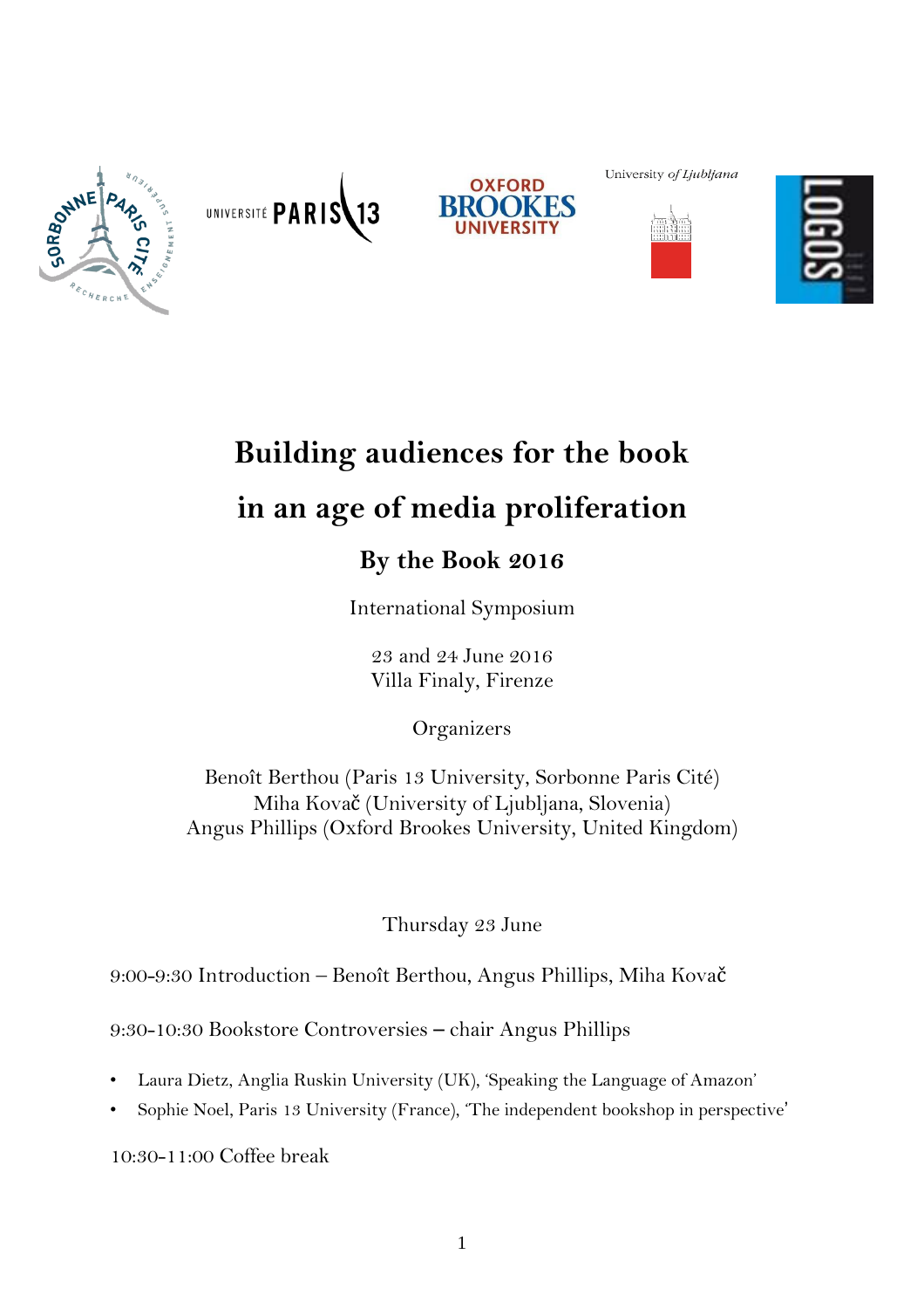University *of Ljubljana*

# Building audiences for the book in an age of media proliferation

## By the Book 2016

International Symposium

23 and 24 June 2016
Villa Finaly, Firenze

Organizers

Benoît Berthou (Paris 13 University, Sorbonne Paris Cité)
Miha Kovač (University of Ljubljana, Slovenia)
Angus Phillips (Oxford Brookes University, United Kingdom)

Thursday 23 June

9:00-9:30 Introduction – Benoît Berthou, Angus Phillips, Miha Kovač

9:30-10:30 Bookstore Controversies – chair Angus Phillips

- Laura Dietz, Anglia Ruskin University (UK), 'Speaking the Language of Amazon'
- Sophie Noel, Paris 13 University (France), 'The independent bookshop in perspective'

10:30-11:00 Coffee break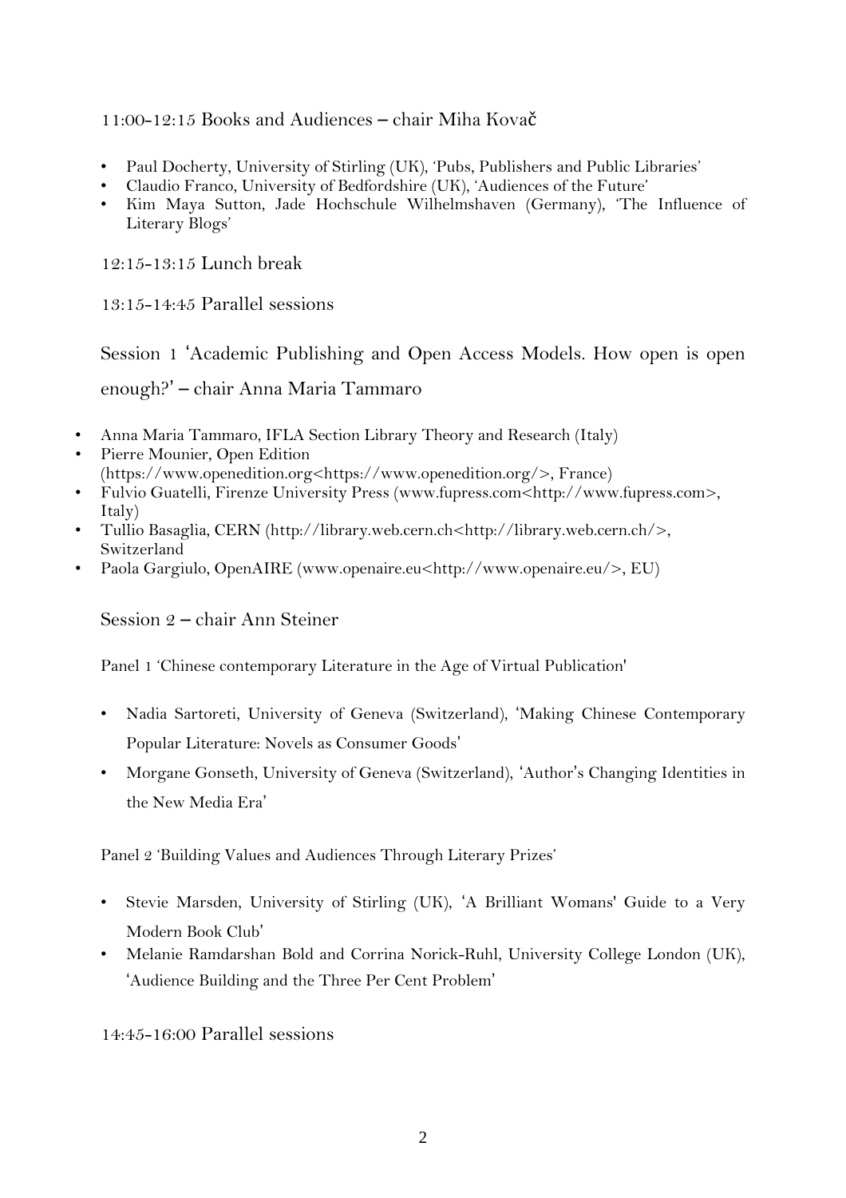11:00-12:15 Books and Audiences – chair Miha Kovač

- Paul Docherty, University of Stirling (UK), 'Pubs, Publishers and Public Libraries'
- Claudio Franco, University of Bedfordshire (UK), 'Audiences of the Future'
- Kim Maya Sutton, Jade Hochschule Wilhelmshaven (Germany), 'The Influence of Literary Blogs'

12:15-13:15 Lunch break

13:15-14:45 Parallel sessions

Session 1 'Academic Publishing and Open Access Models. How open is open enough?' – chair Anna Maria Tammaro

- Anna Maria Tammaro, IFLA Section Library Theory and Research (Italy)
- Pierre Mounier, Open Edition (https://www.openedition.org<https://www.openedition.org/>, France)
- Fulvio Guatelli, Firenze University Press (www.fupress.com<http://www.fupress.com>, Italy)
- Tullio Basaglia, CERN (http://library.web.cern.ch<http://library.web.cern.ch/>, Switzerland
- Paola Gargiulo, OpenAIRE (www.openaire.eu<http://www.openaire.eu/>, EU)

Session 2 – chair Ann Steiner

Panel 1 'Chinese contemporary Literature in the Age of Virtual Publication'

- Nadia Sartoreti, University of Geneva (Switzerland), 'Making Chinese Contemporary Popular Literature: Novels as Consumer Goods'
- Morgane Gonseth, University of Geneva (Switzerland), 'Author's Changing Identities in the New Media Era'

Panel 2 'Building Values and Audiences Through Literary Prizes'

- Stevie Marsden, University of Stirling (UK), 'A Brilliant Womans' Guide to a Very Modern Book Club'
- Melanie Ramdarshan Bold and Corrina Norick-Ruhl, University College London (UK), 'Audience Building and the Three Per Cent Problem'

14:45-16:00 Parallel sessions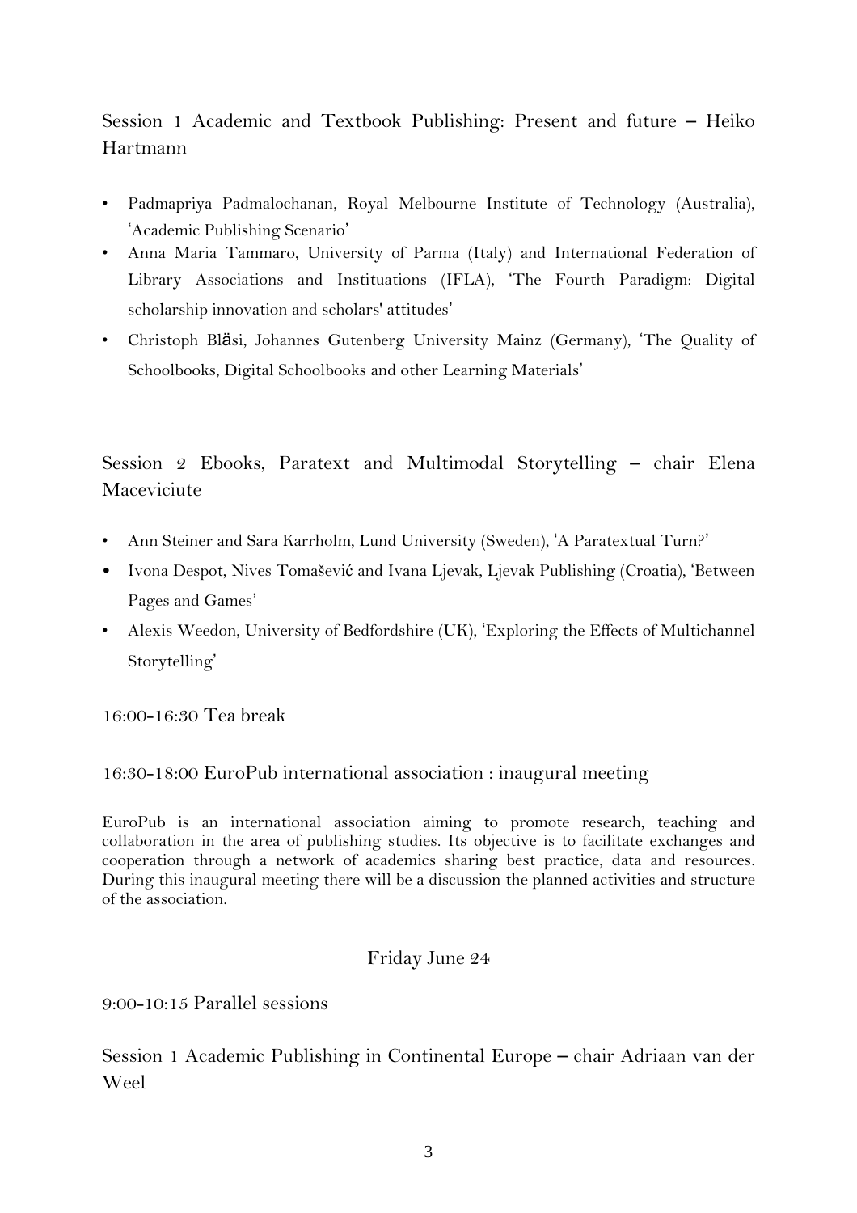## Session 1 Academic and Textbook Publishing: Present and future – Heiko Hartmann

- Padmapriya Padmalochanan, Royal Melbourne Institute of Technology (Australia), 'Academic Publishing Scenario'
- Anna Maria Tammaro, University of Parma (Italy) and International Federation of Library Associations and Instituations (IFLA), 'The Fourth Paradigm: Digital scholarship innovation and scholars' attitudes'
- Christoph Bläsi, Johannes Gutenberg University Mainz (Germany), 'The Quality of Schoolbooks, Digital Schoolbooks and other Learning Materials'

## Session 2 Ebooks, Paratext and Multimodal Storytelling – chair Elena Maceviciute

- Ann Steiner and Sara Karrholm, Lund University (Sweden), 'A Paratextual Turn?'
- Ivona Despot, Nives Tomašević and Ivana Ljevak, Ljevak Publishing (Croatia), 'Between Pages and Games'
- Alexis Weedon, University of Bedfordshire (UK), 'Exploring the Effects of Multichannel Storytelling'

16:00-16:30 Tea break

16:30-18:00 EuroPub international association : inaugural meeting

EuroPub is an international association aiming to promote research, teaching and collaboration in the area of publishing studies. Its objective is to facilitate exchanges and cooperation through a network of academics sharing best practice, data and resources. During this inaugural meeting there will be a discussion the planned activities and structure of the association.

## Friday June 24

9:00-10:15 Parallel sessions

## Session 1 Academic Publishing in Continental Europe – chair Adriaan van der Weel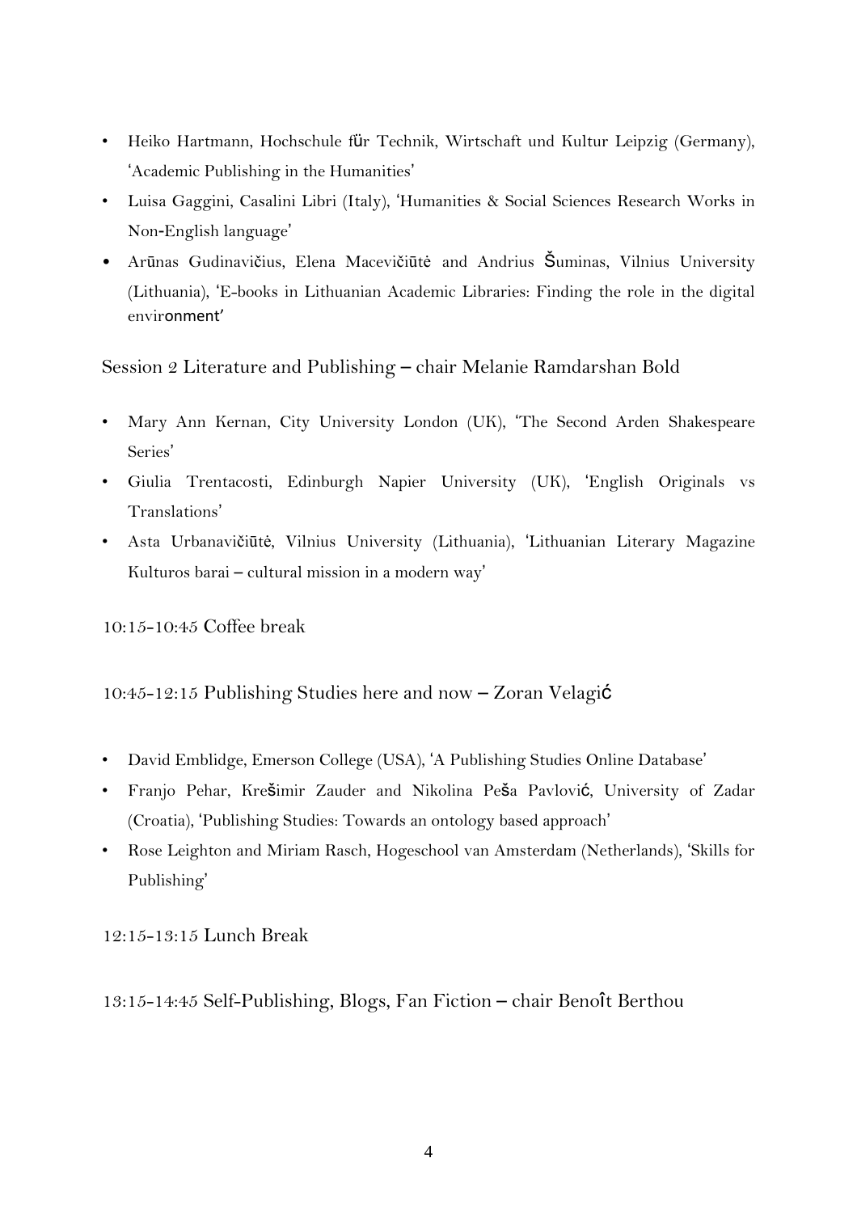- Heiko Hartmann, Hochschule für Technik, Wirtschaft und Kultur Leipzig (Germany), 'Academic Publishing in the Humanities'
- Luisa Gaggini, Casalini Libri (Italy), 'Humanities & Social Sciences Research Works in Non-English language'
- Arūnas Gudinavičius, Elena Macevičiūtė and Andrius Šuminas, Vilnius University (Lithuania), 'E-books in Lithuanian Academic Libraries: Finding the role in the digital environment'

Session 2 Literature and Publishing – chair Melanie Ramdarshan Bold

- Mary Ann Kernan, City University London (UK), 'The Second Arden Shakespeare Series'
- Giulia Trentacosti, Edinburgh Napier University (UK), 'English Originals vs Translations'
- Asta Urbanavičiūtė, Vilnius University (Lithuania), 'Lithuanian Literary Magazine Kulturos barai – cultural mission in a modern way'

10:15-10:45 Coffee break

10:45-12:15 Publishing Studies here and now – Zoran Velagić

- David Emblidge, Emerson College (USA), 'A Publishing Studies Online Database'
- Franjo Pehar, Krešimir Zauder and Nikolina Peša Pavlović, University of Zadar (Croatia), 'Publishing Studies: Towards an ontology based approach'
- Rose Leighton and Miriam Rasch, Hogeschool van Amsterdam (Netherlands), 'Skills for Publishing'

12:15-13:15 Lunch Break

13:15-14:45 Self-Publishing, Blogs, Fan Fiction – chair Benoît Berthou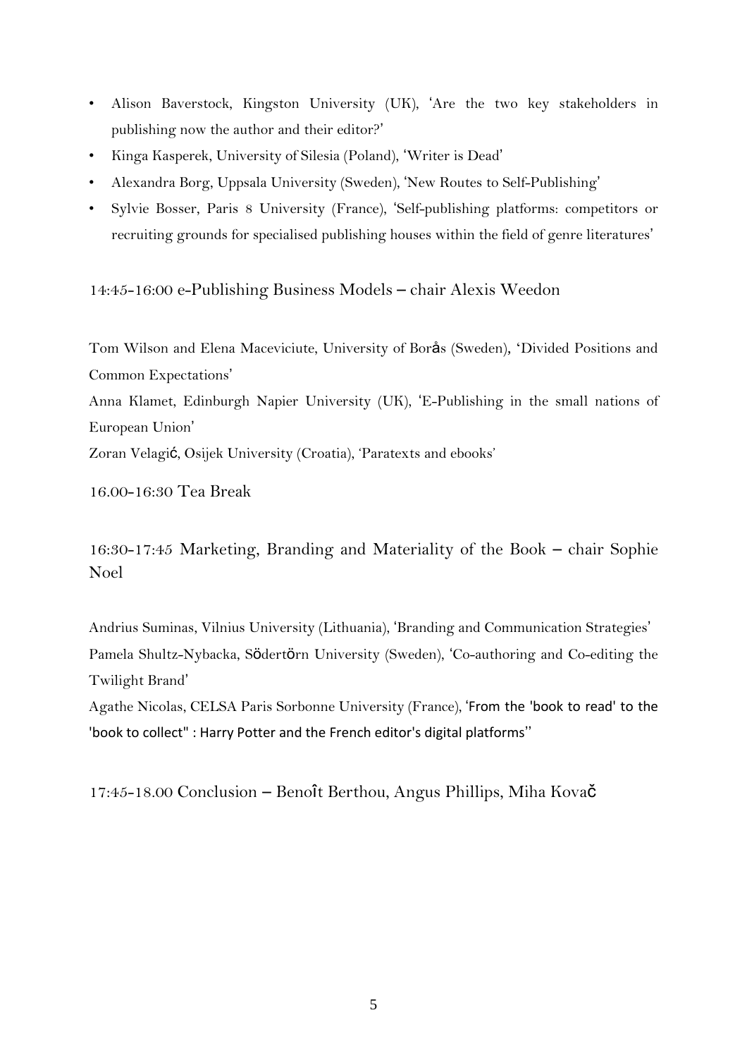- Alison Baverstock, Kingston University (UK), 'Are the two key stakeholders in publishing now the author and their editor?'
- Kinga Kasperek, University of Silesia (Poland), 'Writer is Dead'
- Alexandra Borg, Uppsala University (Sweden), 'New Routes to Self-Publishing'
- Sylvie Bosser, Paris 8 University (France), 'Self-publishing platforms: competitors or recruiting grounds for specialised publishing houses within the field of genre literatures'

14:45-16:00 e-Publishing Business Models – chair Alexis Weedon

Tom Wilson and Elena Maceviciute, University of Borås (Sweden), 'Divided Positions and Common Expectations'

Anna Klamet, Edinburgh Napier University (UK), 'E-Publishing in the small nations of European Union'

Zoran Velagić, Osijek University (Croatia), 'Paratexts and ebooks'

16.00-16:30 Tea Break

16:30-17:45 Marketing, Branding and Materiality of the Book – chair Sophie Noel

Andrius Suminas, Vilnius University (Lithuania), 'Branding and Communication Strategies'

Pamela Shultz-Nybacka, Södertörn University (Sweden), 'Co-authoring and Co-editing the Twilight Brand'

Agathe Nicolas, CELSA Paris Sorbonne University (France), 'From the 'book to read' to the 'book to collect" : Harry Potter and the French editor's digital platforms''

17:45-18.00 Conclusion – Benoît Berthou, Angus Phillips, Miha Kovač